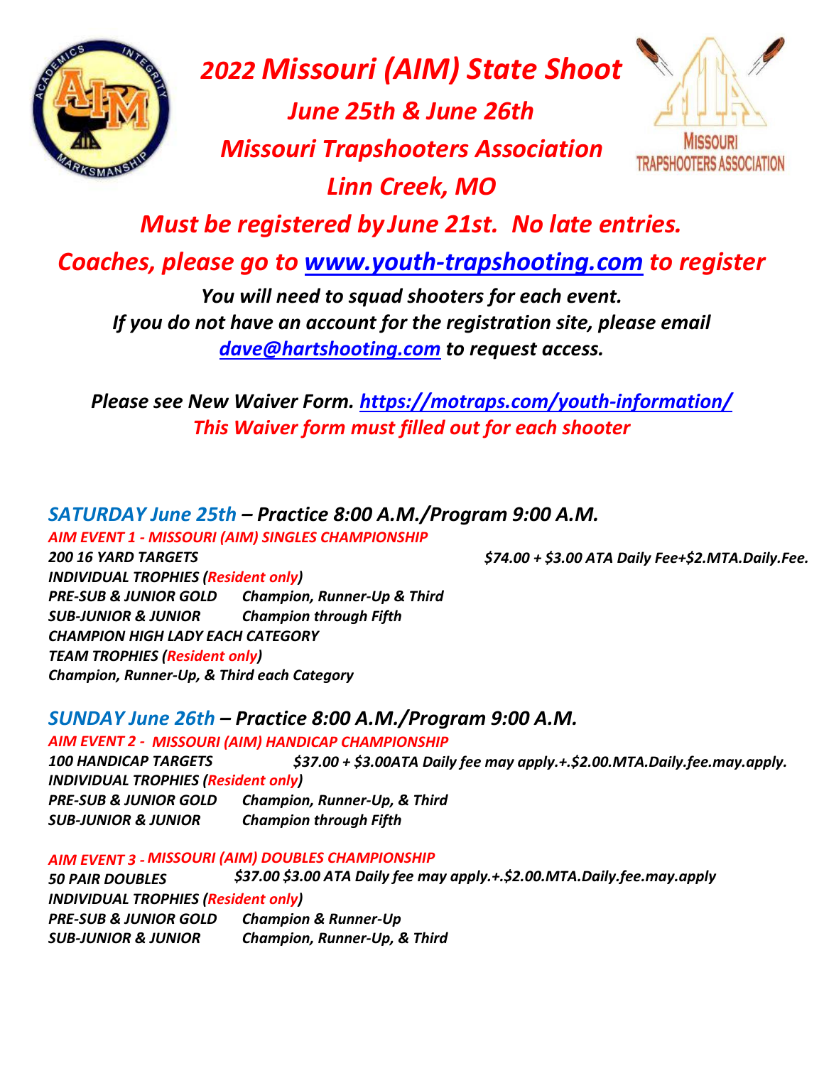# *2022 Missouri (AIM) State Shoot*

## *June 25th & June 26th*

## *Missouri Trapshooters Association*

## *Linn Creek, MO*

## *Must be registered by June 21st. No late entries.*

## *Coaches, please go to [www.youth-trapshooting.com](www.youth-trapshooting.com) to register*

***You will need to squad shooters for each event.***
***If you do not have an account for the registration site, please email [dave@hartshooting.com](mailto:dave@hartshooting.com) to request access.***

***Please see New Waiver Form. <https://motraps.com/youth-information/>***
***This Waiver form must filled out for each shooter***

### *SATURDAY June 25th – Practice 8:00 A.M./Program 9:00 A.M.*

***AIM EVENT 1 - MISSOURI (AIM) SINGLES CHAMPIONSHIP***

***200 16 YARD TARGETS*** — ***$74.00 + $3.00 ATA Daily Fee+$2.MTA.Daily.Fee.***

***INDIVIDUAL TROPHIES (Resident only)***

***PRE-SUB & JUNIOR GOLD*** — ***Champion, Runner-Up & Third***

***SUB-JUNIOR & JUNIOR*** — ***Champion through Fifth***

***CHAMPION HIGH LADY EACH CATEGORY***

***TEAM TROPHIES (Resident only)***

***Champion, Runner-Up, & Third each Category***

### *SUNDAY June 26th – Practice 8:00 A.M./Program 9:00 A.M.*

***AIM EVENT 2 - MISSOURI (AIM) HANDICAP CHAMPIONSHIP***

***100 HANDICAP TARGETS*** — ***$37.00 + $3.00ATA Daily fee may apply.+.$2.00.MTA.Daily.fee.may.apply.***

***INDIVIDUAL TROPHIES (Resident only)***

***PRE-SUB & JUNIOR GOLD*** — ***Champion, Runner-Up, & Third***

***SUB-JUNIOR & JUNIOR*** — ***Champion through Fifth***

***AIM EVENT 3 - MISSOURI (AIM) DOUBLES CHAMPIONSHIP***

***50 PAIR DOUBLES*** — ***$37.00 $3.00 ATA Daily fee may apply.+.$2.00.MTA.Daily.fee.may.apply***

***INDIVIDUAL TROPHIES (Resident only)***

***PRE-SUB & JUNIOR GOLD*** — ***Champion & Runner-Up***

***SUB-JUNIOR & JUNIOR*** — ***Champion, Runner-Up, & Third***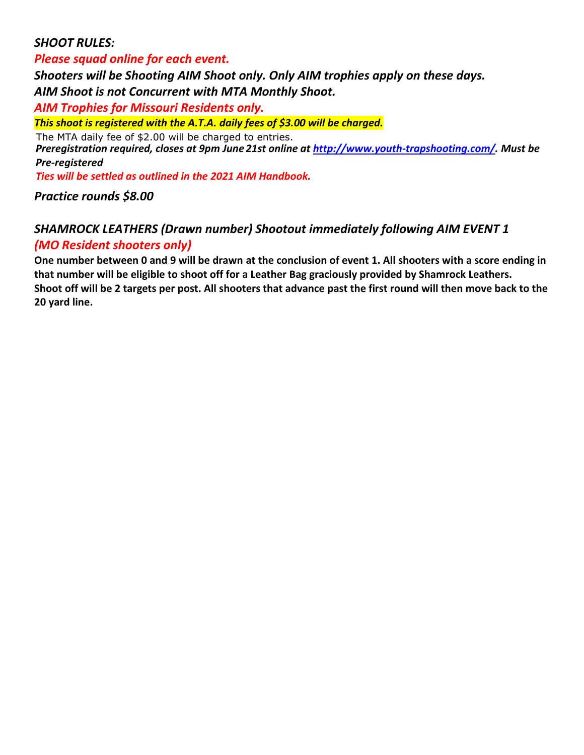***SHOOT RULES:***

***Please squad online for each event.***

***Shooters will be Shooting AIM Shoot only. Only AIM trophies apply on these days.***

***AIM Shoot is not Concurrent with MTA Monthly Shoot.***

***AIM Trophies for Missouri Residents only.***

***This shoot is registered with the A.T.A. daily fees of $3.00 will be charged.***

The MTA daily fee of $2.00 will be charged to entries.

***Preregistration required, closes at 9pm June 21st online at [http://www.youth-trapshooting.com/](http://www.youth-trapshooting.com/). Must be Pre-registered***

***Ties will be settled as outlined in the 2021 AIM Handbook.***

***Practice rounds $8.00***

***SHAMROCK LEATHERS (Drawn number) Shootout immediately following AIM EVENT 1***

***(MO Resident shooters only)***

**One number between 0 and 9 will be drawn at the conclusion of event 1. All shooters with a score ending in that number will be eligible to shoot off for a Leather Bag graciously provided by Shamrock Leathers. Shoot off will be 2 targets per post. All shooters that advance past the first round will then move back to the 20 yard line.**